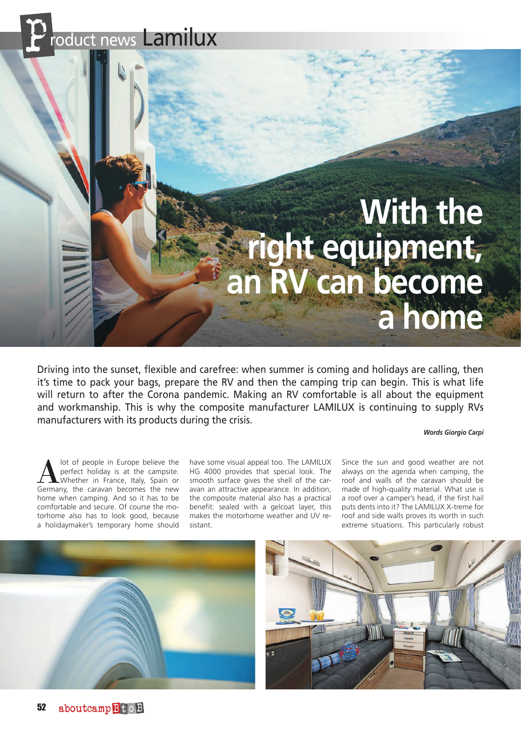Product news Lamilux

# With the right equipment, an RV can become a home

Driving into the sunset, flexible and carefree: when summer is coming and holidays are calling, then it's time to pack your bags, prepare the RV and then the camping trip can begin. This is what life will return to after the Corona pandemic. Making an RV comfortable is all about the equipment and workmanship. This is why the composite manufacturer LAMILUX is continuing to supply RVs manufacturers with its products during the crisis.

***Words Giorgio Carpi***

A lot of people in Europe believe the perfect holiday is at the campsite. Whether in France, Italy, Spain or Germany, the caravan becomes the new home when camping. And so it has to be comfortable and secure. Of course the motorhome also has to look good, because a holidaymaker's temporary home should have some visual appeal too. The LAMILUX HG 4000 provides that special look. The smooth surface gives the shell of the caravan an attractive appearance. In addition, the composite material also has a practical benefit: sealed with a gelcoat layer, this makes the motorhome weather and UV resistant.

Since the sun and good weather are not always on the agenda when camping, the roof and walls of the caravan should be made of high-quality material. What use is a roof over a camper's head, if the first hail puts dents into it? The LAMILUX X-treme for roof and side walls proves its worth in such extreme situations. This particularly robust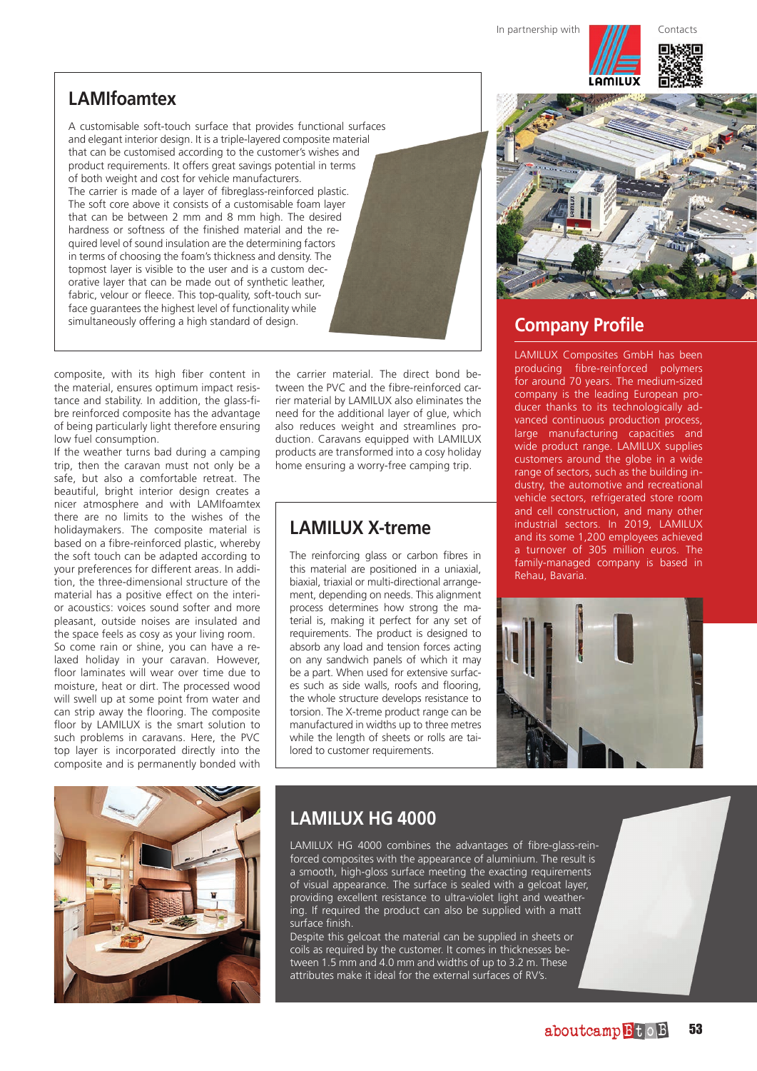In partnership with

Contacts

## LAMIfoamtex

A customisable soft-touch surface that provides functional surfaces and elegant interior design. It is a triple-layered composite material that can be customised according to the customer's wishes and product requirements. It offers great savings potential in terms of both weight and cost for vehicle manufacturers.
The carrier is made of a layer of fibreglass-reinforced plastic. The soft core above it consists of a customisable foam layer that can be between 2 mm and 8 mm high. The desired hardness or softness of the finished material and the required level of sound insulation are the determining factors in terms of choosing the foam's thickness and density. The topmost layer is visible to the user and is a custom decorative layer that can be made out of synthetic leather, fabric, velour or fleece. This top-quality, soft-touch surface guarantees the highest level of functionality while simultaneously offering a high standard of design.

composite, with its high fiber content in the material, ensures optimum impact resistance and stability. In addition, the glass-fibre reinforced composite has the advantage of being particularly light therefore ensuring low fuel consumption.
If the weather turns bad during a camping trip, then the caravan must not only be a safe, but also a comfortable retreat. The beautiful, bright interior design creates a nicer atmosphere and with LAMIfoamtex there are no limits to the wishes of the holidaymakers. The composite material is based on a fibre-reinforced plastic, whereby the soft touch can be adapted according to your preferences for different areas. In addition, the three-dimensional structure of the material has a positive effect on the interior acoustics: voices sound softer and more pleasant, outside noises are insulated and the space feels as cosy as your living room.
So come rain or shine, you can have a relaxed holiday in your caravan. However, floor laminates will wear over time due to moisture, heat or dirt. The processed wood will swell up at some point from water and can strip away the flooring. The composite floor by LAMILUX is the smart solution to such problems in caravans. Here, the PVC top layer is incorporated directly into the composite and is permanently bonded with the carrier material. The direct bond between the PVC and the fibre-reinforced carrier material by LAMILUX also eliminates the need for the additional layer of glue, which also reduces weight and streamlines production. Caravans equipped with LAMILUX products are transformed into a cosy holiday home ensuring a worry-free camping trip.

## LAMILUX X-treme

The reinforcing glass or carbon fibres in this material are positioned in a uniaxial, biaxial, triaxial or multi-directional arrangement, depending on needs. This alignment process determines how strong the material is, making it perfect for any set of requirements. The product is designed to absorb any load and tension forces acting on any sandwich panels of which it may be a part. When used for extensive surfaces such as side walls, roofs and flooring, the whole structure develops resistance to torsion. The X-treme product range can be manufactured in widths up to three metres while the length of sheets or rolls are tailored to customer requirements.

## Company Profile

LAMILUX Composites GmbH has been producing fibre-reinforced polymers for around 70 years. The medium-sized company is the leading European producer thanks to its technologically advanced continuous production process, large manufacturing capacities and wide product range. LAMILUX supplies customers around the globe in a wide range of sectors, such as the building industry, the automotive and recreational vehicle sectors, refrigerated store room and cell construction, and many other industrial sectors. In 2019, LAMILUX and its some 1,200 employees achieved a turnover of 305 million euros. The family-managed company is based in Rehau, Bavaria.

## LAMILUX HG 4000

LAMILUX HG 4000 combines the advantages of fibre-glass-reinforced composites with the appearance of aluminium. The result is a smooth, high-gloss surface meeting the exacting requirements of visual appearance. The surface is sealed with a gelcoat layer, providing excellent resistance to ultra-violet light and weathering. If required the product can also be supplied with a matt surface finish.
Despite this gelcoat the material can be supplied in sheets or coils as required by the customer. It comes in thicknesses between 1.5 mm and 4.0 mm and widths of up to 3.2 m. These attributes make it ideal for the external surfaces of RV's.